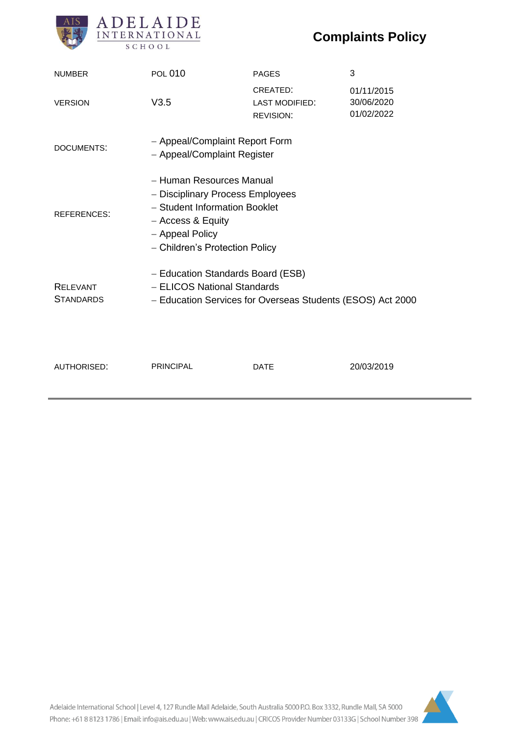# Complaints Policy

| NUMBER | POL 010 | PAGES | 3 |
|---|---|---|---|
| VERSION | V3.5 | CREATED:<br>LAST MODIFIED:<br>REVISION: | 01/11/2015<br>30/06/2020<br>01/02/2022 |
| DOCUMENTS: | – Appeal/Complaint Report Form<br>– Appeal/Complaint Register | | |
| REFERENCES: | – Human Resources Manual<br>– Disciplinary Process Employees<br>– Student Information Booklet<br>– Access & Equity<br>– Appeal Policy<br>– Children's Protection Policy | | |
| RELEVANT STANDARDS | – Education Standards Board (ESB)<br>– ELICOS National Standards<br>– Education Services for Overseas Students (ESOS) Act 2000 | | |
| AUTHORISED: | PRINCIPAL | DATE | 20/03/2019 |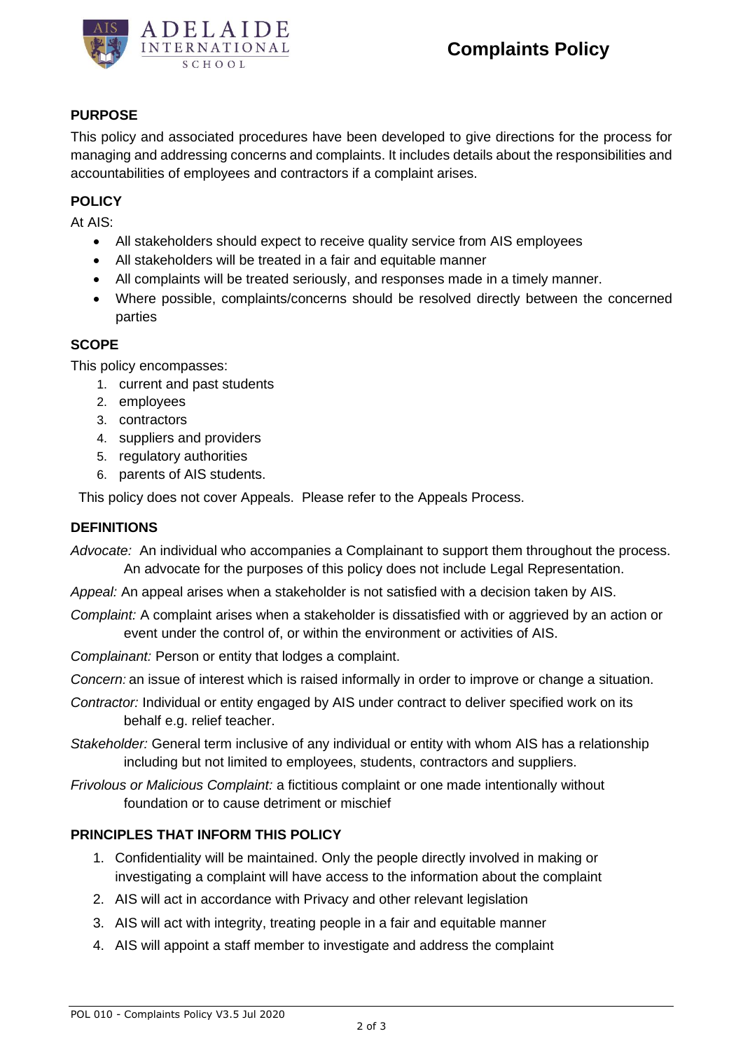# Complaints Policy

## PURPOSE

This policy and associated procedures have been developed to give directions for the process for managing and addressing concerns and complaints. It includes details about the responsibilities and accountabilities of employees and contractors if a complaint arises.

## POLICY

At AIS:

- All stakeholders should expect to receive quality service from AIS employees
- All stakeholders will be treated in a fair and equitable manner
- All complaints will be treated seriously, and responses made in a timely manner.
- Where possible, complaints/concerns should be resolved directly between the concerned parties

## SCOPE

This policy encompasses:

1. current and past students
2. employees
3. contractors
4. suppliers and providers
5. regulatory authorities
6. parents of AIS students.

This policy does not cover Appeals. Please refer to the Appeals Process.

## DEFINITIONS

*Advocate:* An individual who accompanies a Complainant to support them throughout the process. An advocate for the purposes of this policy does not include Legal Representation.

*Appeal:* An appeal arises when a stakeholder is not satisfied with a decision taken by AIS.

*Complaint:* A complaint arises when a stakeholder is dissatisfied with or aggrieved by an action or event under the control of, or within the environment or activities of AIS.

*Complainant:* Person or entity that lodges a complaint.

*Concern:* an issue of interest which is raised informally in order to improve or change a situation.

*Contractor:* Individual or entity engaged by AIS under contract to deliver specified work on its behalf e.g. relief teacher.

*Stakeholder:* General term inclusive of any individual or entity with whom AIS has a relationship including but not limited to employees, students, contractors and suppliers.

*Frivolous or Malicious Complaint:* a fictitious complaint or one made intentionally without foundation or to cause detriment or mischief

## PRINCIPLES THAT INFORM THIS POLICY

1. Confidentiality will be maintained. Only the people directly involved in making or investigating a complaint will have access to the information about the complaint
2. AIS will act in accordance with Privacy and other relevant legislation
3. AIS will act with integrity, treating people in a fair and equitable manner
4. AIS will appoint a staff member to investigate and address the complaint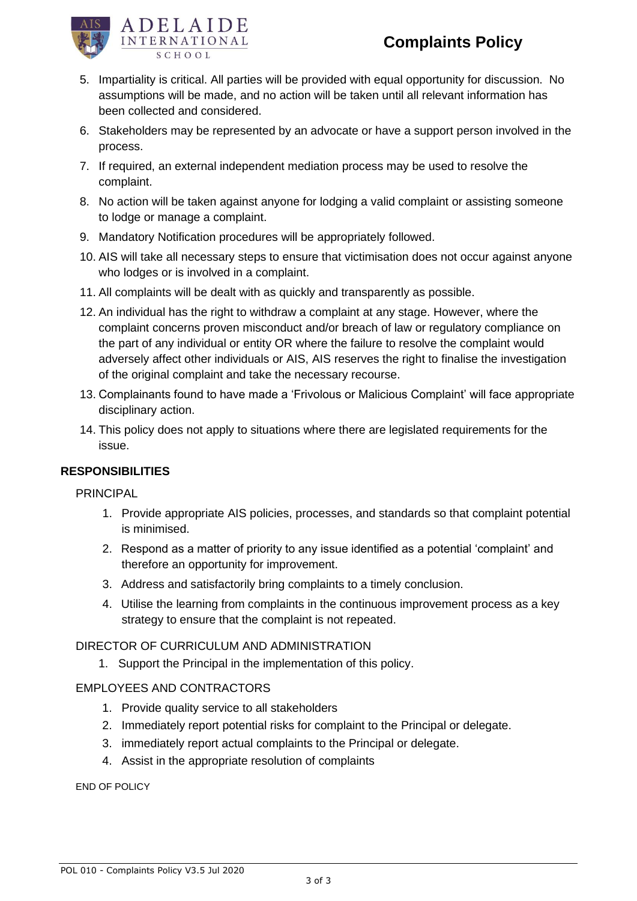5. Impartiality is critical. All parties will be provided with equal opportunity for discussion. No assumptions will be made, and no action will be taken until all relevant information has been collected and considered.
6. Stakeholders may be represented by an advocate or have a support person involved in the process.
7. If required, an external independent mediation process may be used to resolve the complaint.
8. No action will be taken against anyone for lodging a valid complaint or assisting someone to lodge or manage a complaint.
9. Mandatory Notification procedures will be appropriately followed.
10. AIS will take all necessary steps to ensure that victimisation does not occur against anyone who lodges or is involved in a complaint.
11. All complaints will be dealt with as quickly and transparently as possible.
12. An individual has the right to withdraw a complaint at any stage. However, where the complaint concerns proven misconduct and/or breach of law or regulatory compliance on the part of any individual or entity OR where the failure to resolve the complaint would adversely affect other individuals or AIS, AIS reserves the right to finalise the investigation of the original complaint and take the necessary recourse.
13. Complainants found to have made a 'Frivolous or Malicious Complaint' will face appropriate disciplinary action.
14. This policy does not apply to situations where there are legislated requirements for the issue.

## RESPONSIBILITIES

### PRINCIPAL

1. Provide appropriate AIS policies, processes, and standards so that complaint potential is minimised.
2. Respond as a matter of priority to any issue identified as a potential 'complaint' and therefore an opportunity for improvement.
3. Address and satisfactorily bring complaints to a timely conclusion.
4. Utilise the learning from complaints in the continuous improvement process as a key strategy to ensure that the complaint is not repeated.

### DIRECTOR OF CURRICULUM AND ADMINISTRATION

1. Support the Principal in the implementation of this policy.

### EMPLOYEES AND CONTRACTORS

1. Provide quality service to all stakeholders
2. Immediately report potential risks for complaint to the Principal or delegate.
3. immediately report actual complaints to the Principal or delegate.
4. Assist in the appropriate resolution of complaints

END OF POLICY

POL 010 - Complaints Policy V3.5 Jul 2020